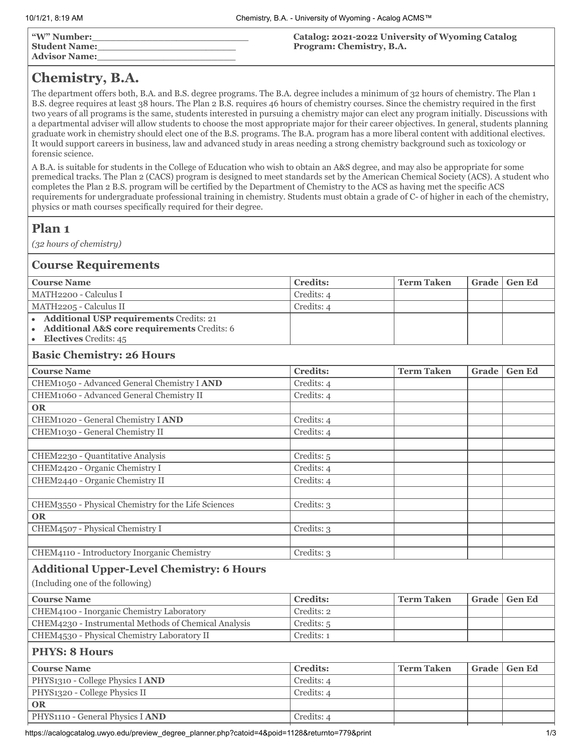"W" Number:\_\_\_\_\_\_\_\_\_\_\_\_\_\_\_\_\_\_\_\_\_\_\_\_\_\_
**Student Name:**\_\_\_\_\_\_\_\_\_\_\_\_\_\_\_\_\_\_\_\_\_\_\_\_
**Advisor Name:**\_\_\_\_\_\_\_\_\_\_\_\_\_\_\_\_\_\_\_\_\_\_\_\_

**Catalog: 2021-2022 University of Wyoming Catalog**
**Program: Chemistry, B.A.**

# Chemistry, B.A.

The department offers both, B.A. and B.S. degree programs. The B.A. degree includes a minimum of 32 hours of chemistry. The Plan 1 B.S. degree requires at least 38 hours. The Plan 2 B.S. requires 46 hours of chemistry courses. Since the chemistry required in the first two years of all programs is the same, students interested in pursuing a chemistry major can elect any program initially. Discussions with a departmental adviser will allow students to choose the most appropriate major for their career objectives. In general, students planning graduate work in chemistry should elect one of the B.S. programs. The B.A. program has a more liberal content with additional electives. It would support careers in business, law and advanced study in areas needing a strong chemistry background such as toxicology or forensic science.

A B.A. is suitable for students in the College of Education who wish to obtain an A&S degree, and may also be appropriate for some premedical tracks. The Plan 2 (CACS) program is designed to meet standards set by the American Chemical Society (ACS). A student who completes the Plan 2 B.S. program will be certified by the Department of Chemistry to the ACS as having met the specific ACS requirements for undergraduate professional training in chemistry. Students must obtain a grade of C- of higher in each of the chemistry, physics or math courses specifically required for their degree.

## Plan 1

*(32 hours of chemistry)*

### Course Requirements

| Course Name | Credits: | Term Taken | Grade | Gen Ed |
|---|---|---|---|---|
| MATH2200 - Calculus I | Credits: 4 | | | |
| MATH2205 - Calculus II | Credits: 4 | | | |
| • **Additional USP requirements** Credits: 21<br>• **Additional A&S core requirements** Credits: 6<br>• **Electives** Credits: 45 | | | | |

### Basic Chemistry: 26 Hours

| Course Name | Credits: | Term Taken | Grade | Gen Ed |
|---|---|---|---|---|
| CHEM1050 - Advanced General Chemistry I **AND** | Credits: 4 | | | |
| CHEM1060 - Advanced General Chemistry II | Credits: 4 | | | |
| **OR** | | | | |
| CHEM1020 - General Chemistry I **AND** | Credits: 4 | | | |
| CHEM1030 - General Chemistry II | Credits: 4 | | | |
| | | | | |
| CHEM2230 - Quantitative Analysis | Credits: 5 | | | |
| CHEM2420 - Organic Chemistry I | Credits: 4 | | | |
| CHEM2440 - Organic Chemistry II | Credits: 4 | | | |
| | | | | |
| CHEM3550 - Physical Chemistry for the Life Sciences | Credits: 3 | | | |
| **OR** | | | | |
| CHEM4507 - Physical Chemistry I | Credits: 3 | | | |
| | | | | |
| CHEM4110 - Introductory Inorganic Chemistry | Credits: 3 | | | |

### Additional Upper-Level Chemistry: 6 Hours

(Including one of the following)

| Course Name | Credits: | Term Taken | Grade | Gen Ed |
|---|---|---|---|---|
| CHEM4100 - Inorganic Chemistry Laboratory | Credits: 2 | | | |
| CHEM4230 - Instrumental Methods of Chemical Analysis | Credits: 5 | | | |
| CHEM4530 - Physical Chemistry Laboratory II | Credits: 1 | | | |

### PHYS: 8 Hours

| Course Name | Credits: | Term Taken | Grade | Gen Ed |
|---|---|---|---|---|
| PHYS1310 - College Physics I **AND** | Credits: 4 | | | |
| PHYS1320 - College Physics II | Credits: 4 | | | |
| **OR** | | | | |
| PHYS1110 - General Physics I **AND** | Credits: 4 | | | |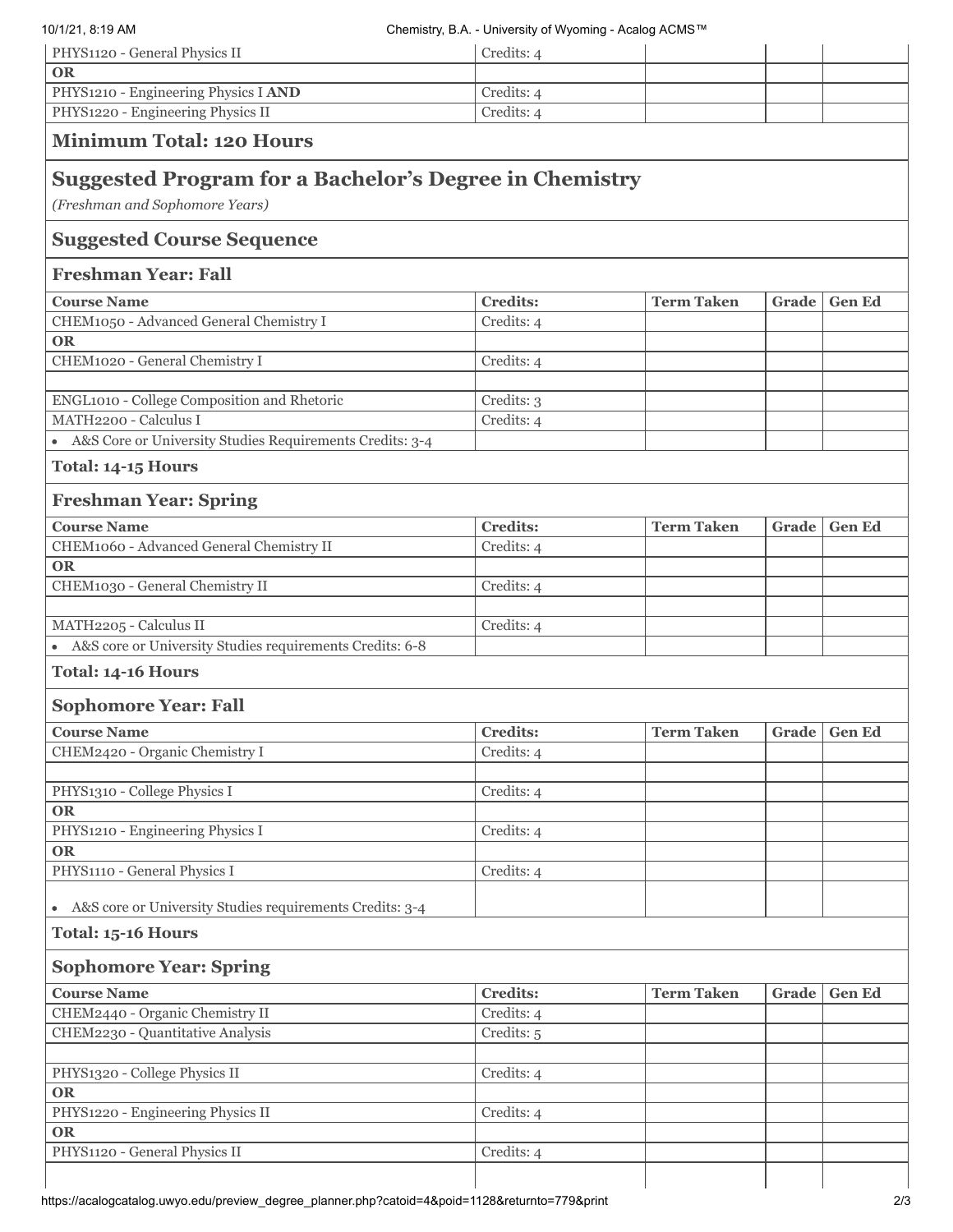| | | | | |
|---|---|---|---|---|
| PHYS1120 - General Physics II | Credits: 4 | | | |
| **OR** | | | | |
| PHYS1210 - Engineering Physics I **AND** | Credits: 4 | | | |
| PHYS1220 - Engineering Physics II | Credits: 4 | | | |

## Minimum Total: 120 Hours

## Suggested Program for a Bachelor's Degree in Chemistry

*(Freshman and Sophomore Years)*

## Suggested Course Sequence

### Freshman Year: Fall

| Course Name | Credits: | Term Taken | Grade | Gen Ed |
|---|---|---|---|---|
| CHEM1050 - Advanced General Chemistry I | Credits: 4 | | | |
| **OR** | | | | |
| CHEM1020 - General Chemistry I | Credits: 4 | | | |
| | | | | |
| ENGL1010 - College Composition and Rhetoric | Credits: 3 | | | |
| MATH2200 - Calculus I | Credits: 4 | | | |
| • A&S Core or University Studies Requirements Credits: 3-4 | | | | |

**Total: 14-15 Hours**

### Freshman Year: Spring

| Course Name | Credits: | Term Taken | Grade | Gen Ed |
|---|---|---|---|---|
| CHEM1060 - Advanced General Chemistry II | Credits: 4 | | | |
| **OR** | | | | |
| CHEM1030 - General Chemistry II | Credits: 4 | | | |
| | | | | |
| MATH2205 - Calculus II | Credits: 4 | | | |
| • A&S core or University Studies requirements Credits: 6-8 | | | | |

**Total: 14-16 Hours**

### Sophomore Year: Fall

| Course Name | Credits: | Term Taken | Grade | Gen Ed |
|---|---|---|---|---|
| CHEM2420 - Organic Chemistry I | Credits: 4 | | | |
| | | | | |
| PHYS1310 - College Physics I | Credits: 4 | | | |
| **OR** | | | | |
| PHYS1210 - Engineering Physics I | Credits: 4 | | | |
| **OR** | | | | |
| PHYS1110 - General Physics I | Credits: 4 | | | |
| • A&S core or University Studies requirements Credits: 3-4 | | | | |

**Total: 15-16 Hours**

### Sophomore Year: Spring

| Course Name | Credits: | Term Taken | Grade | Gen Ed |
|---|---|---|---|---|
| CHEM2440 - Organic Chemistry II | Credits: 4 | | | |
| CHEM2230 - Quantitative Analysis | Credits: 5 | | | |
| | | | | |
| PHYS1320 - College Physics II | Credits: 4 | | | |
| **OR** | | | | |
| PHYS1220 - Engineering Physics II | Credits: 4 | | | |
| **OR** | | | | |
| PHYS1120 - General Physics II | Credits: 4 | | | |
| | | | | |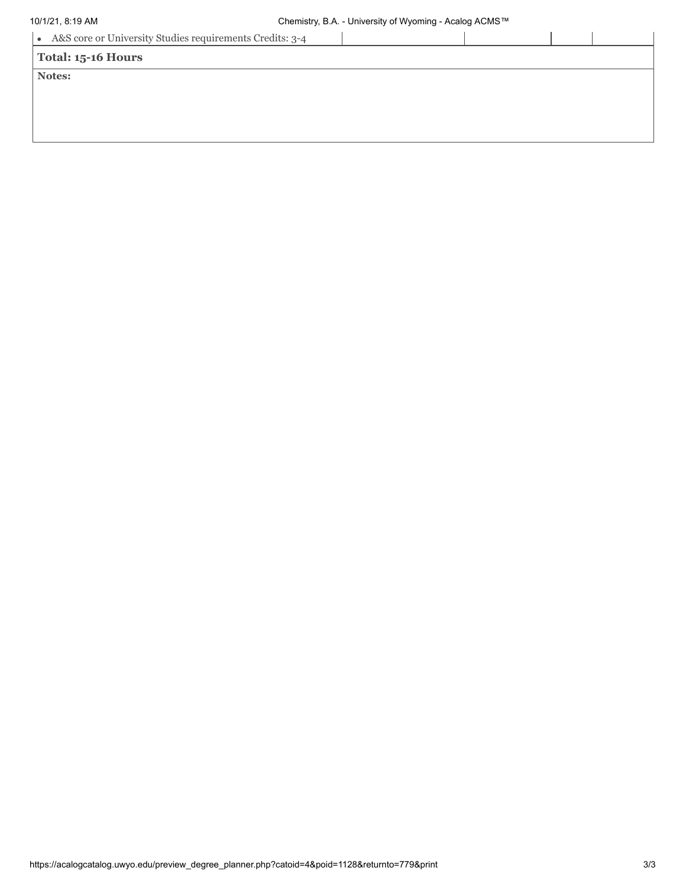| | | | | |
|---|---|---|---|---|
| • A&S core or University Studies requirements Credits: 3-4 | | | | |
| **Total: 15-16 Hours** | | | | |
| **Notes:** | | | | |